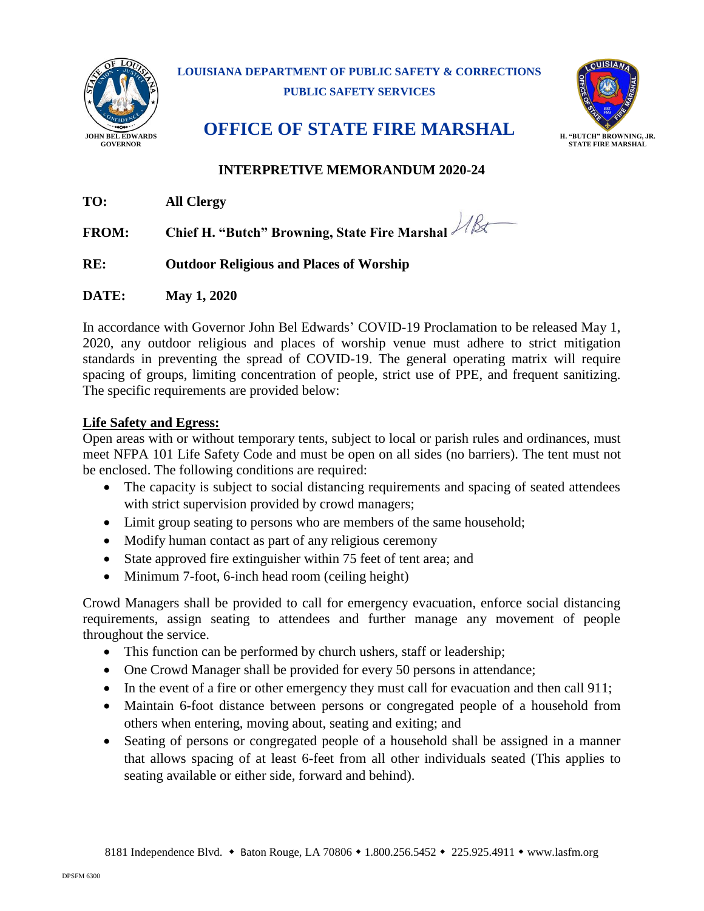JOHN BEL EDWARDS
GOVERNOR

**LOUISIANA DEPARTMENT OF PUBLIC SAFETY & CORRECTIONS**
**PUBLIC SAFETY SERVICES**

# OFFICE OF STATE FIRE MARSHAL

H. "BUTCH" BROWNING, JR.
STATE FIRE MARSHAL

## INTERPRETIVE MEMORANDUM 2020-24

**TO:** **All Clergy**

**FROM:** **Chief H. "Butch" Browning, State Fire Marshal**

**RE:** **Outdoor Religious and Places of Worship**

**DATE:** **May 1, 2020**

In accordance with Governor John Bel Edwards' COVID-19 Proclamation to be released May 1, 2020, any outdoor religious and places of worship venue must adhere to strict mitigation standards in preventing the spread of COVID-19. The general operating matrix will require spacing of groups, limiting concentration of people, strict use of PPE, and frequent sanitizing. The specific requirements are provided below:

**<u>Life Safety and Egress:</u>**
Open areas with or without temporary tents, subject to local or parish rules and ordinances, must meet NFPA 101 Life Safety Code and must be open on all sides (no barriers). The tent must not be enclosed. The following conditions are required:

- The capacity is subject to social distancing requirements and spacing of seated attendees with strict supervision provided by crowd managers;
- Limit group seating to persons who are members of the same household;
- Modify human contact as part of any religious ceremony
- State approved fire extinguisher within 75 feet of tent area; and
- Minimum 7-foot, 6-inch head room (ceiling height)

Crowd Managers shall be provided to call for emergency evacuation, enforce social distancing requirements, assign seating to attendees and further manage any movement of people throughout the service.

- This function can be performed by church ushers, staff or leadership;
- One Crowd Manager shall be provided for every 50 persons in attendance;
- In the event of a fire or other emergency they must call for evacuation and then call 911;
- Maintain 6-foot distance between persons or congregated people of a household from others when entering, moving about, seating and exiting; and
- Seating of persons or congregated people of a household shall be assigned in a manner that allows spacing of at least 6-feet from all other individuals seated (This applies to seating available or either side, forward and behind).

8181 Independence Blvd. • Baton Rouge, LA 70806 • 1.800.256.5452 • 225.925.4911 • www.lasfm.org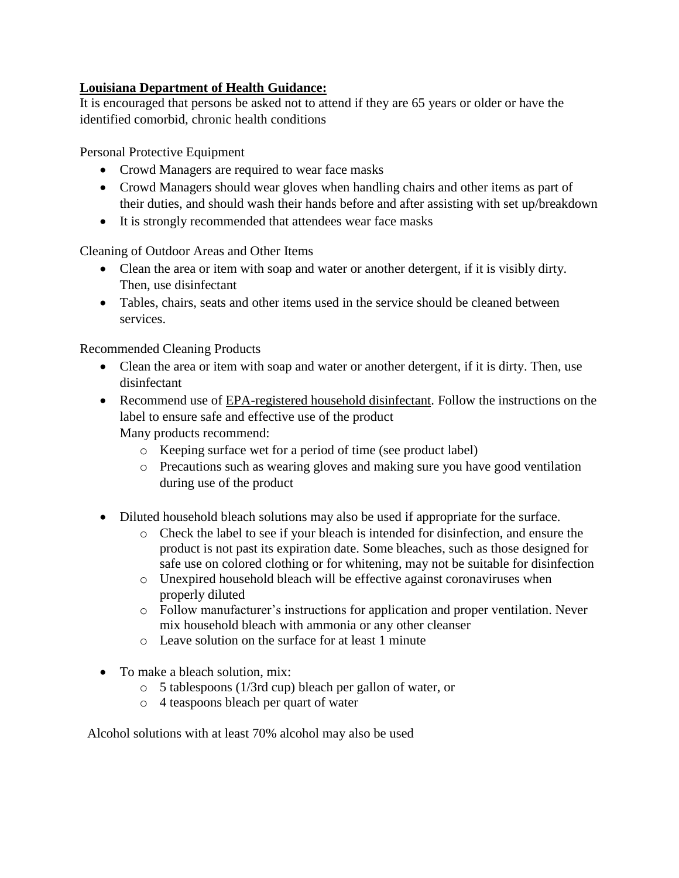**Louisiana Department of Health Guidance:**

It is encouraged that persons be asked not to attend if they are 65 years or older or have the identified comorbid, chronic health conditions

Personal Protective Equipment

- Crowd Managers are required to wear face masks
- Crowd Managers should wear gloves when handling chairs and other items as part of their duties, and should wash their hands before and after assisting with set up/breakdown
- It is strongly recommended that attendees wear face masks

Cleaning of Outdoor Areas and Other Items

- Clean the area or item with soap and water or another detergent, if it is visibly dirty. Then, use disinfectant
- Tables, chairs, seats and other items used in the service should be cleaned between services.

Recommended Cleaning Products

- Clean the area or item with soap and water or another detergent, if it is dirty. Then, use disinfectant
- Recommend use of EPA-registered household disinfectant. Follow the instructions on the label to ensure safe and effective use of the product
  Many products recommend:
    - Keeping surface wet for a period of time (see product label)
    - Precautions such as wearing gloves and making sure you have good ventilation during use of the product

- Diluted household bleach solutions may also be used if appropriate for the surface.
    - Check the label to see if your bleach is intended for disinfection, and ensure the product is not past its expiration date. Some bleaches, such as those designed for safe use on colored clothing or for whitening, may not be suitable for disinfection
    - Unexpired household bleach will be effective against coronaviruses when properly diluted
    - Follow manufacturer's instructions for application and proper ventilation. Never mix household bleach with ammonia or any other cleanser
    - Leave solution on the surface for at least 1 minute

- To make a bleach solution, mix:
    - 5 tablespoons (1/3rd cup) bleach per gallon of water, or
    - 4 teaspoons bleach per quart of water

Alcohol solutions with at least 70% alcohol may also be used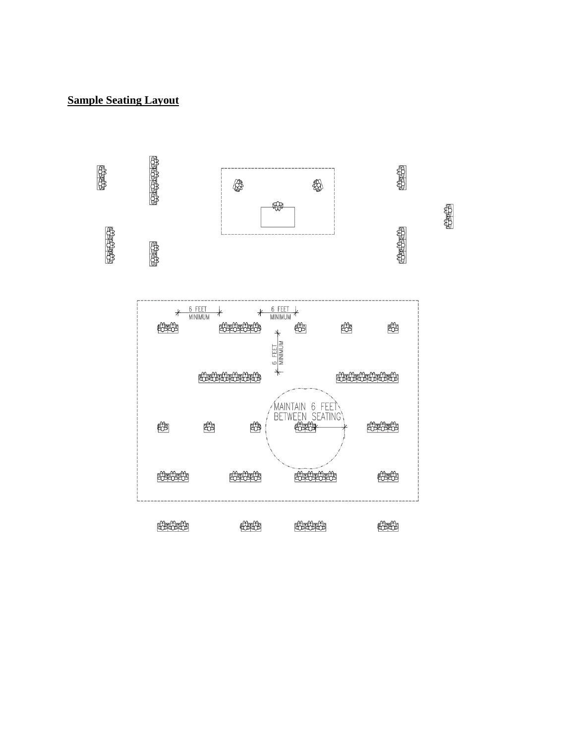**Sample Seating Layout**

6 FEET
MINIMUM

6 FEET
MINIMUM

6 FEET
MINIMUM

MAINTAIN 6 FEET
BETWEEN SEATING